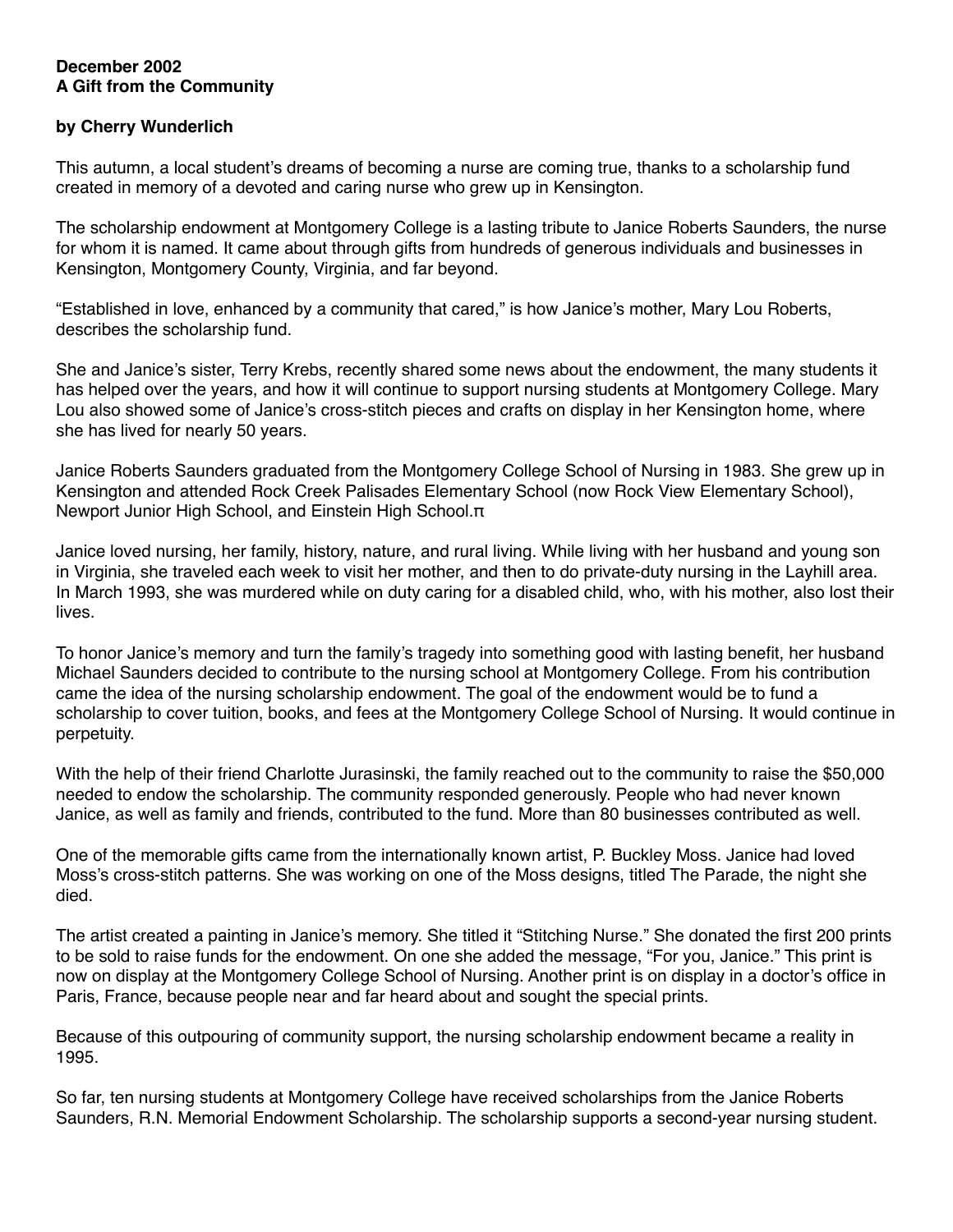**December 2002**
**A Gift from the Community**

**by Cherry Wunderlich**

This autumn, a local student's dreams of becoming a nurse are coming true, thanks to a scholarship fund created in memory of a devoted and caring nurse who grew up in Kensington.

The scholarship endowment at Montgomery College is a lasting tribute to Janice Roberts Saunders, the nurse for whom it is named. It came about through gifts from hundreds of generous individuals and businesses in Kensington, Montgomery County, Virginia, and far beyond.

"Established in love, enhanced by a community that cared," is how Janice's mother, Mary Lou Roberts, describes the scholarship fund.

She and Janice's sister, Terry Krebs, recently shared some news about the endowment, the many students it has helped over the years, and how it will continue to support nursing students at Montgomery College. Mary Lou also showed some of Janice's cross-stitch pieces and crafts on display in her Kensington home, where she has lived for nearly 50 years.

Janice Roberts Saunders graduated from the Montgomery College School of Nursing in 1983. She grew up in Kensington and attended Rock Creek Palisades Elementary School (now Rock View Elementary School), Newport Junior High School, and Einstein High School.π

Janice loved nursing, her family, history, nature, and rural living. While living with her husband and young son in Virginia, she traveled each week to visit her mother, and then to do private-duty nursing in the Layhill area. In March 1993, she was murdered while on duty caring for a disabled child, who, with his mother, also lost their lives.

To honor Janice's memory and turn the family's tragedy into something good with lasting benefit, her husband Michael Saunders decided to contribute to the nursing school at Montgomery College. From his contribution came the idea of the nursing scholarship endowment. The goal of the endowment would be to fund a scholarship to cover tuition, books, and fees at the Montgomery College School of Nursing. It would continue in perpetuity.

With the help of their friend Charlotte Jurasinski, the family reached out to the community to raise the $50,000 needed to endow the scholarship. The community responded generously. People who had never known Janice, as well as family and friends, contributed to the fund. More than 80 businesses contributed as well.

One of the memorable gifts came from the internationally known artist, P. Buckley Moss. Janice had loved Moss's cross-stitch patterns. She was working on one of the Moss designs, titled The Parade, the night she died.

The artist created a painting in Janice's memory. She titled it "Stitching Nurse." She donated the first 200 prints to be sold to raise funds for the endowment. On one she added the message, "For you, Janice." This print is now on display at the Montgomery College School of Nursing. Another print is on display in a doctor's office in Paris, France, because people near and far heard about and sought the special prints.

Because of this outpouring of community support, the nursing scholarship endowment became a reality in 1995.

So far, ten nursing students at Montgomery College have received scholarships from the Janice Roberts Saunders, R.N. Memorial Endowment Scholarship. The scholarship supports a second-year nursing student.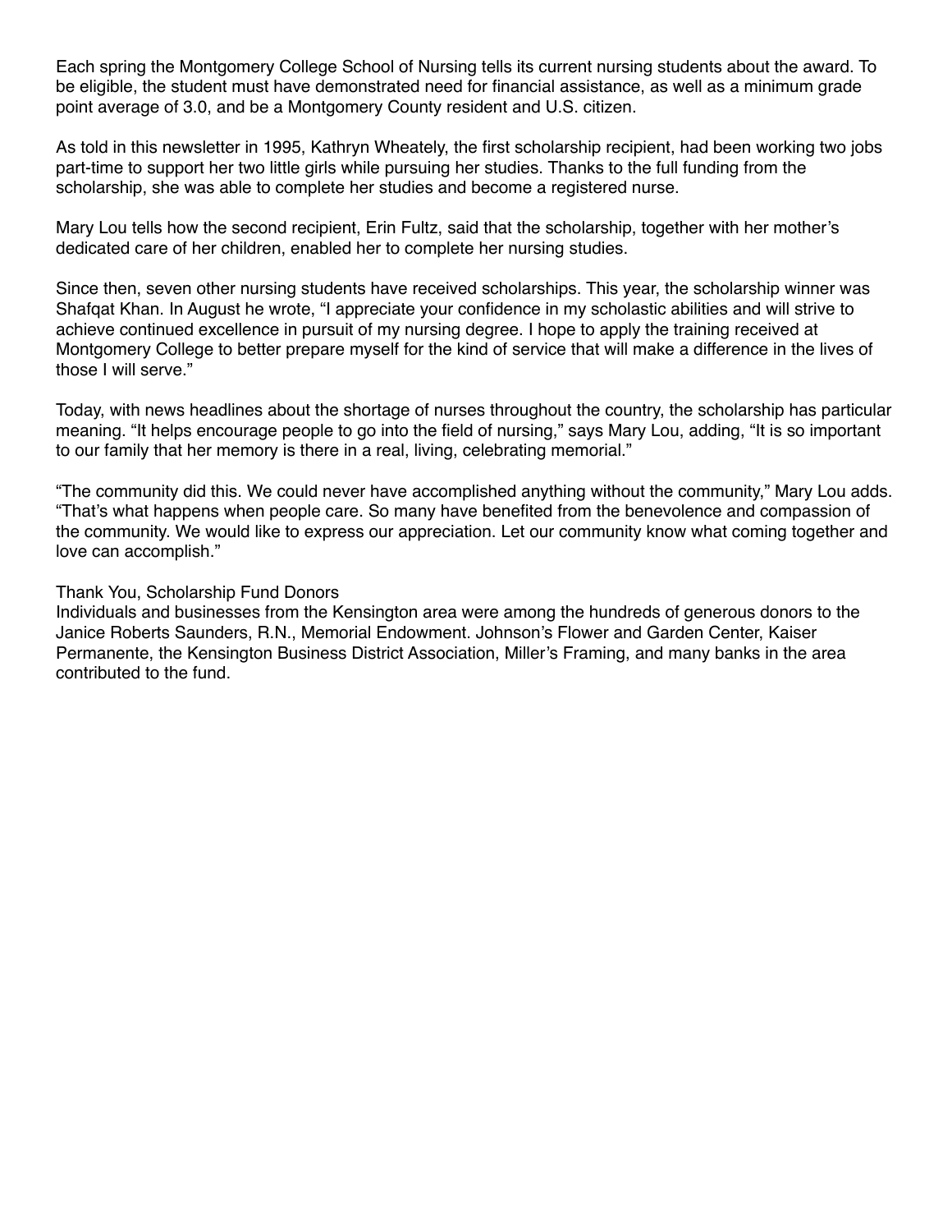Each spring the Montgomery College School of Nursing tells its current nursing students about the award. To be eligible, the student must have demonstrated need for financial assistance, as well as a minimum grade point average of 3.0, and be a Montgomery County resident and U.S. citizen.

As told in this newsletter in 1995, Kathryn Wheately, the first scholarship recipient, had been working two jobs part-time to support her two little girls while pursuing her studies. Thanks to the full funding from the scholarship, she was able to complete her studies and become a registered nurse.

Mary Lou tells how the second recipient, Erin Fultz, said that the scholarship, together with her mother's dedicated care of her children, enabled her to complete her nursing studies.

Since then, seven other nursing students have received scholarships. This year, the scholarship winner was Shafqat Khan. In August he wrote, "I appreciate your confidence in my scholastic abilities and will strive to achieve continued excellence in pursuit of my nursing degree. I hope to apply the training received at Montgomery College to better prepare myself for the kind of service that will make a difference in the lives of those I will serve."

Today, with news headlines about the shortage of nurses throughout the country, the scholarship has particular meaning. "It helps encourage people to go into the field of nursing," says Mary Lou, adding, "It is so important to our family that her memory is there in a real, living, celebrating memorial."

"The community did this. We could never have accomplished anything without the community," Mary Lou adds. "That's what happens when people care. So many have benefited from the benevolence and compassion of the community. We would like to express our appreciation. Let our community know what coming together and love can accomplish."

Thank You, Scholarship Fund Donors

Individuals and businesses from the Kensington area were among the hundreds of generous donors to the Janice Roberts Saunders, R.N., Memorial Endowment. Johnson's Flower and Garden Center, Kaiser Permanente, the Kensington Business District Association, Miller's Framing, and many banks in the area contributed to the fund.